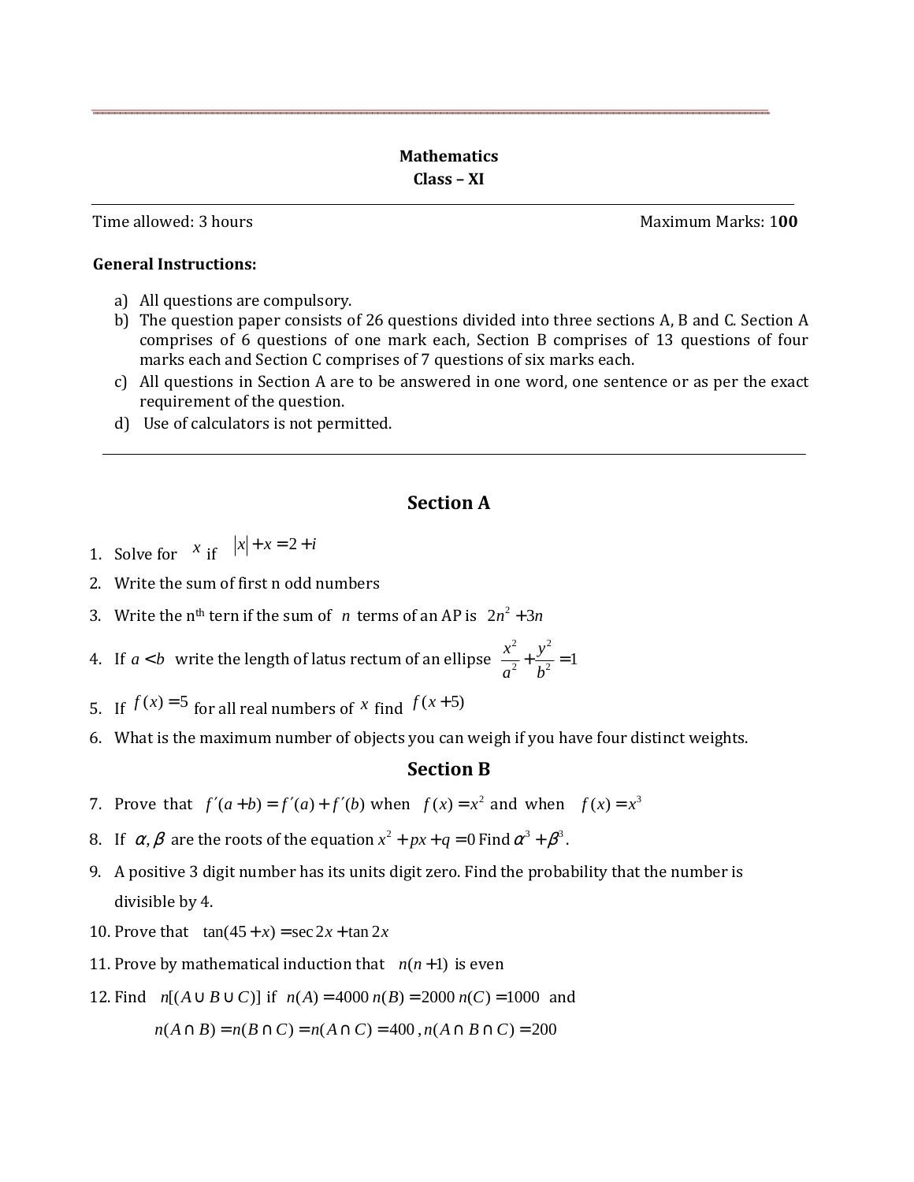**Mathematics**
**Class – XI**

---

Time allowed: 3 hours Maximum Marks: 1**00**

**General Instructions:**

a) All questions are compulsory.
b) The question paper consists of 26 questions divided into three sections A, B and C. Section A comprises of 6 questions of one mark each, Section B comprises of 13 questions of four marks each and Section C comprises of 7 questions of six marks each.
c) All questions in Section A are to be answered in one word, one sentence or as per the exact requirement of the question.
d) Use of calculators is not permitted.

---

## Section A

1. Solve for $x$ if $|x|+x=2+i$
2. Write the sum of first n odd numbers
3. Write the n[th] tern if the sum of $n$ terms of an AP is $2n^2+3n$
4. If $a<b$ write the length of latus rectum of an ellipse $\frac{x^2}{a^2}+\frac{y^2}{b^2}=1$
5. If $f(x)=5$ for all real numbers of $x$ find $f(x+5)$
6. What is the maximum number of objects you can weigh if you have four distinct weights.

## Section B

7. Prove that $f'(a+b)=f'(a)+f'(b)$ when $f(x)=x^2$ and when $f(x)=x^3$
8. If $\alpha,\beta$ are the roots of the equation $x^2+px+q=0$ Find $\alpha^3+\beta^3$.
9. A positive 3 digit number has its units digit zero. Find the probability that the number is divisible by 4.
10. Prove that $\tan(45+x)=\sec 2x+\tan 2x$
11. Prove by mathematical induction that $n(n+1)$ is even
12. Find $n[(A\cup B\cup C)]$ if $n(A)=4000\ n(B)=2000\ n(C)=1000$ and

    $n(A\cap B)=n(B\cap C)=n(A\cap C)=400$ , $n(A\cap B\cap C)=200$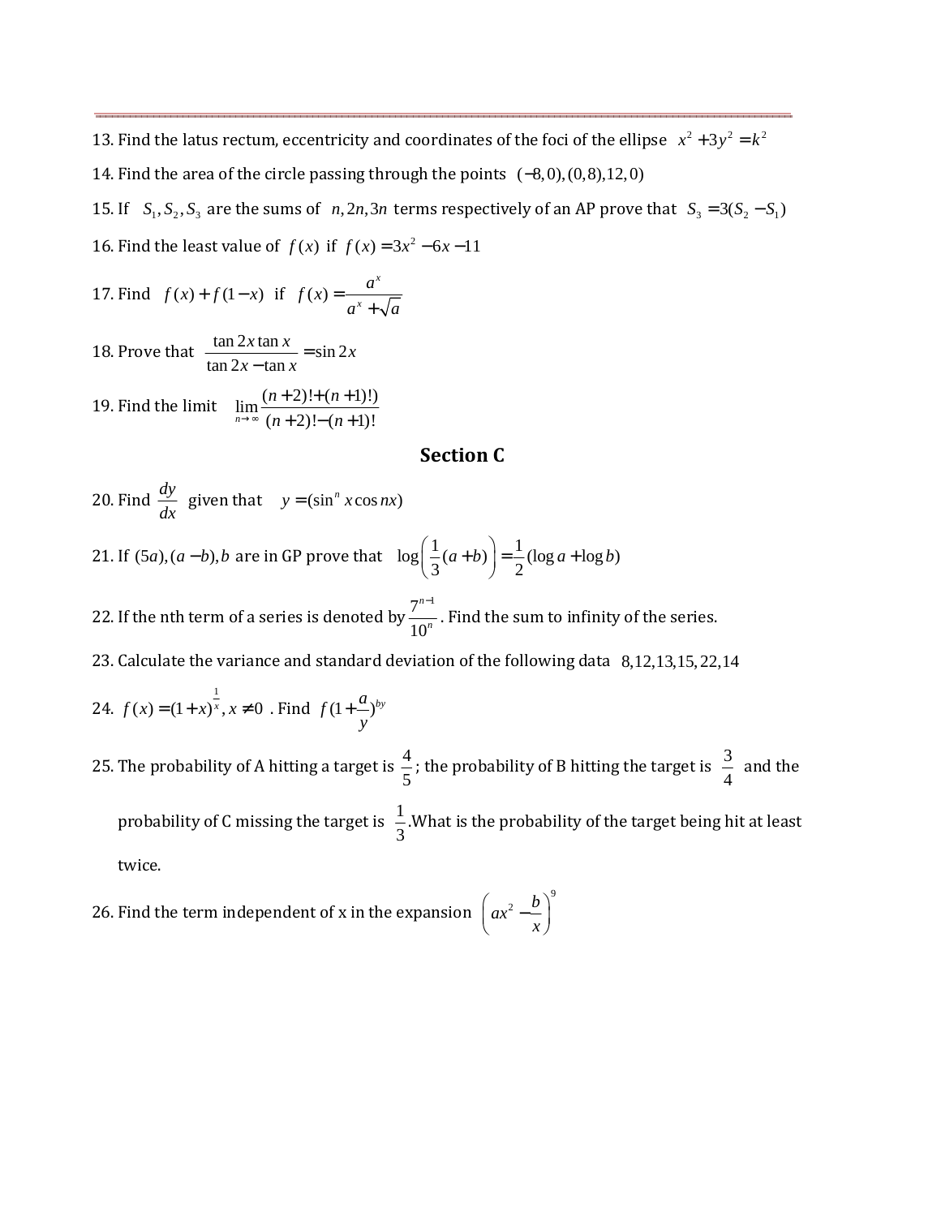13. Find the latus rectum, eccentricity and coordinates of the foci of the ellipse $x^2 + 3y^2 = k^2$

14. Find the area of the circle passing through the points $(-8,0),(0,8),12,0)$

15. If $S_1, S_2, S_3$ are the sums of $n, 2n, 3n$ terms respectively of an AP prove that $S_3 = 3(S_2 - S_1)$

16. Find the least value of $f(x)$ if $f(x) = 3x^2 - 6x - 11$

17. Find $f(x) + f(1-x)$ if $f(x) = \dfrac{a^x}{a^x + \sqrt{a}}$

18. Prove that $\dfrac{\tan 2x \tan x}{\tan 2x - \tan x} = \sin 2x$

19. Find the limit $\lim\limits_{n \to \infty} \dfrac{(n+2)! + (n+1)!)}{(n+2)! - (n+1)!}$

## Section C

20. Find $\dfrac{dy}{dx}$ given that $y = (\sin^n x \cos nx)$

21. If $(5a),(a-b),b$ are in GP prove that $\log\left(\dfrac{1}{3}(a+b)\right) = \dfrac{1}{2}(\log a + \log b)$

22. If the nth term of a series is denoted by $\dfrac{7^{n-1}}{10^n}$. Find the sum to infinity of the series.

23. Calculate the variance and standard deviation of the following data $8,12,13,15,22,14$

24. $f(x) = (1+x)^{\frac{1}{x}}, x \neq 0$ . Find $f(1+\dfrac{a}{y})^{by}$

25. The probability of A hitting a target is $\dfrac{4}{5}$; the probability of B hitting the target is $\dfrac{3}{4}$ and the probability of C missing the target is $\dfrac{1}{3}$.What is the probability of the target being hit at least twice.

26. Find the term independent of x in the expansion $\left(ax^2 - \dfrac{b}{x}\right)^9$